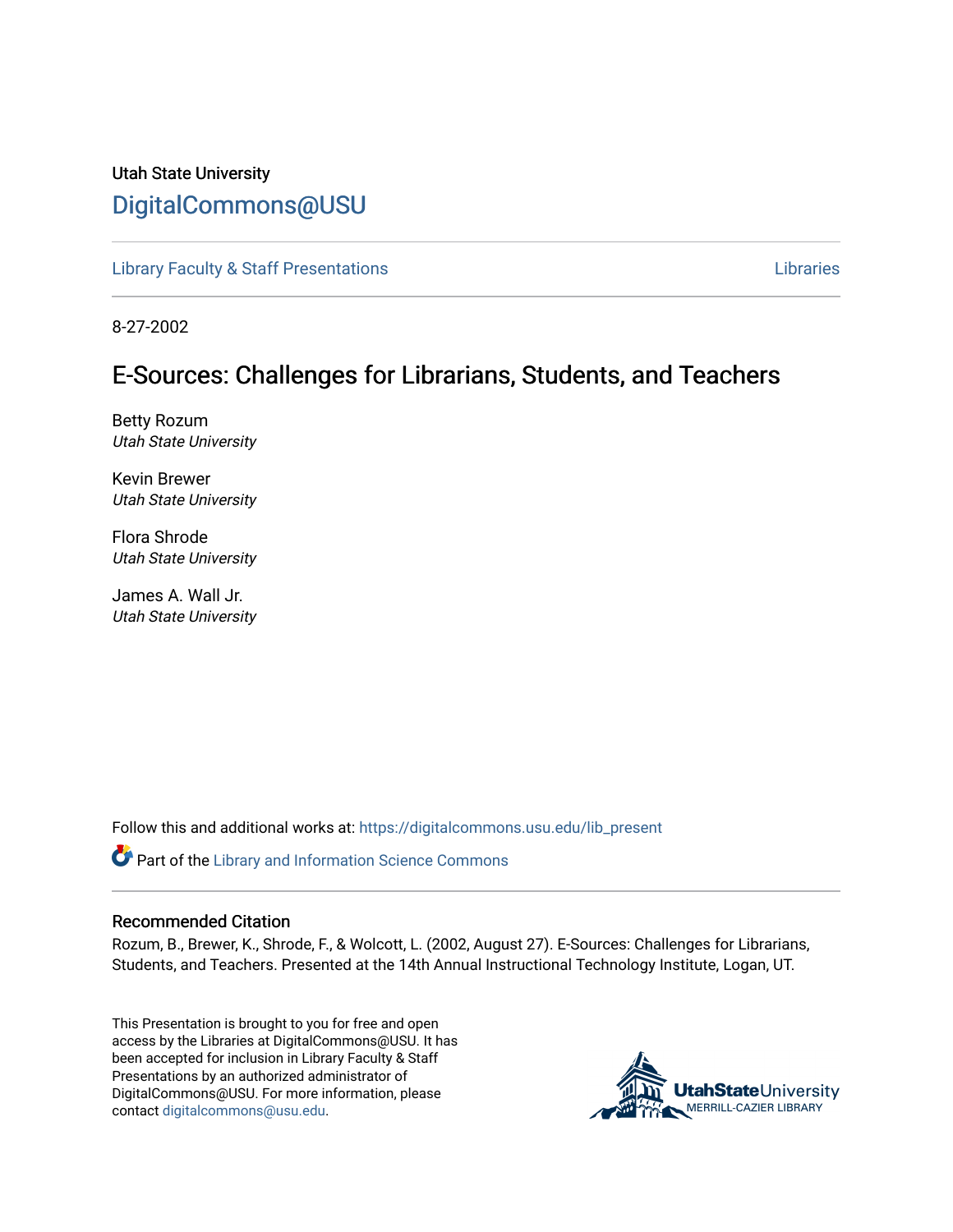Utah State University

# DigitalCommons@USU

Library Faculty & Staff Presentations | Libraries

8-27-2002

## E-Sources: Challenges for Librarians, Students, and Teachers

Betty Rozum
*Utah State University*

Kevin Brewer
*Utah State University*

Flora Shrode
*Utah State University*

James A. Wall Jr.
*Utah State University*

Follow this and additional works at: https://digitalcommons.usu.edu/lib_present

Part of the Library and Information Science Commons

### Recommended Citation

Rozum, B., Brewer, K., Shrode, F., & Wolcott, L. (2002, August 27). E-Sources: Challenges for Librarians, Students, and Teachers. Presented at the 14th Annual Instructional Technology Institute, Logan, UT.

This Presentation is brought to you for free and open access by the Libraries at DigitalCommons@USU. It has been accepted for inclusion in Library Faculty & Staff Presentations by an authorized administrator of DigitalCommons@USU. For more information, please contact digitalcommons@usu.edu.

UtahStateUniversity
MERRILL-CAZIER LIBRARY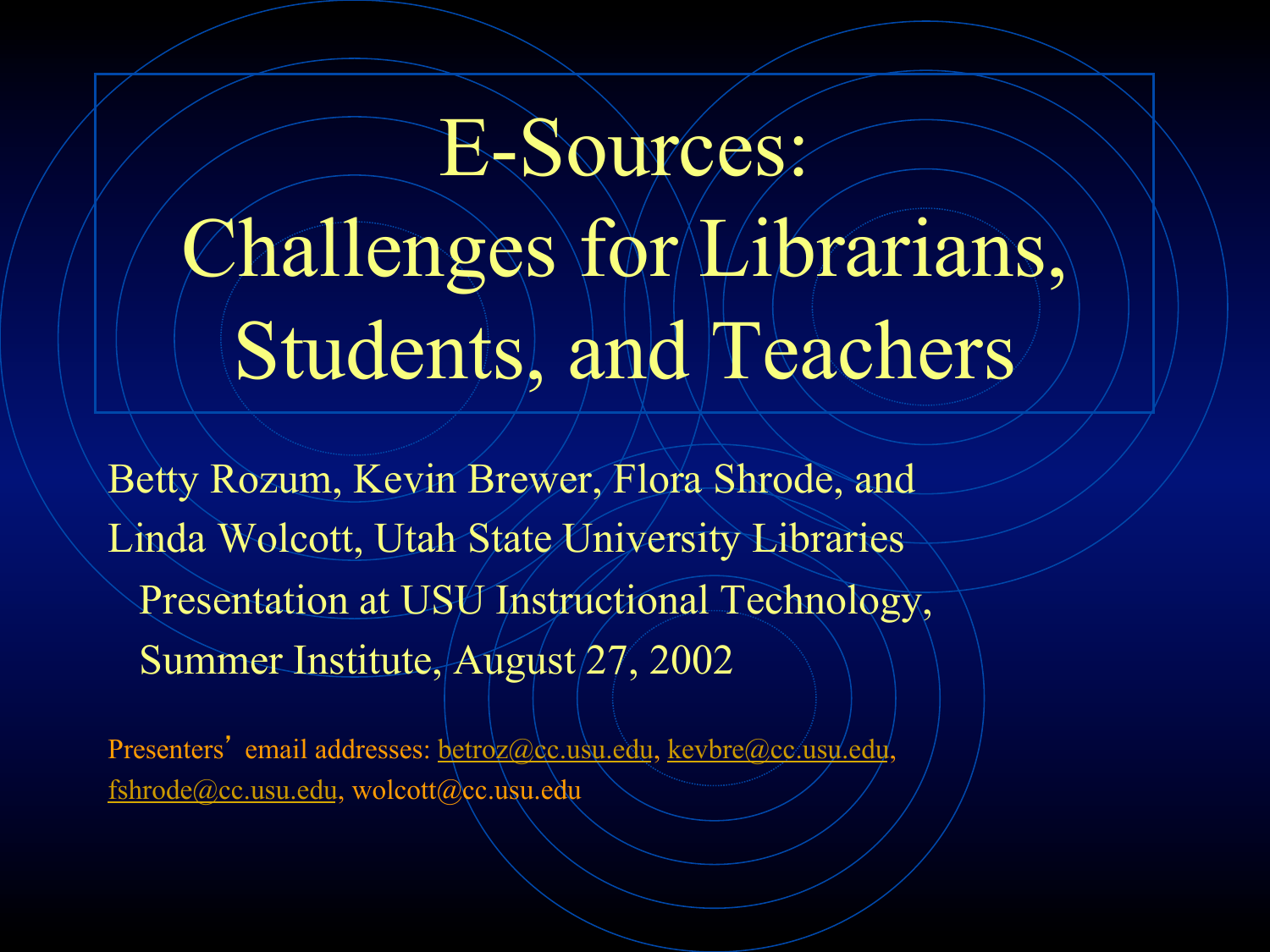# E-Sources: Challenges for Librarians, Students, and Teachers

Betty Rozum, Kevin Brewer, Flora Shrode, and Linda Wolcott, Utah State University Libraries

Presentation at USU Instructional Technology, Summer Institute, August 27, 2002

Presenters' email addresses: betroz@cc.usu.edu, kevbre@cc.usu.edu, fshrode@cc.usu.edu, wolcott@cc.usu.edu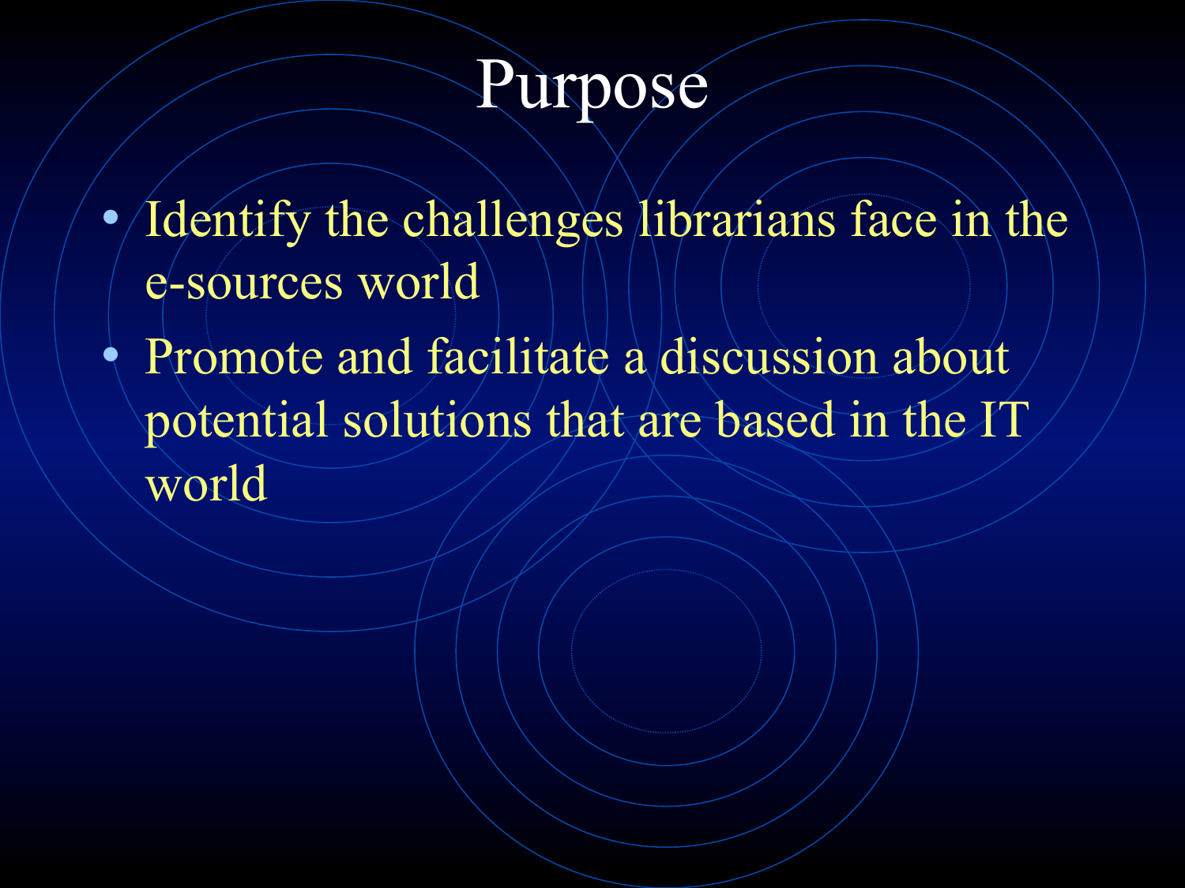# Purpose

- Identify the challenges librarians face in the e-sources world
- Promote and facilitate a discussion about potential solutions that are based in the IT world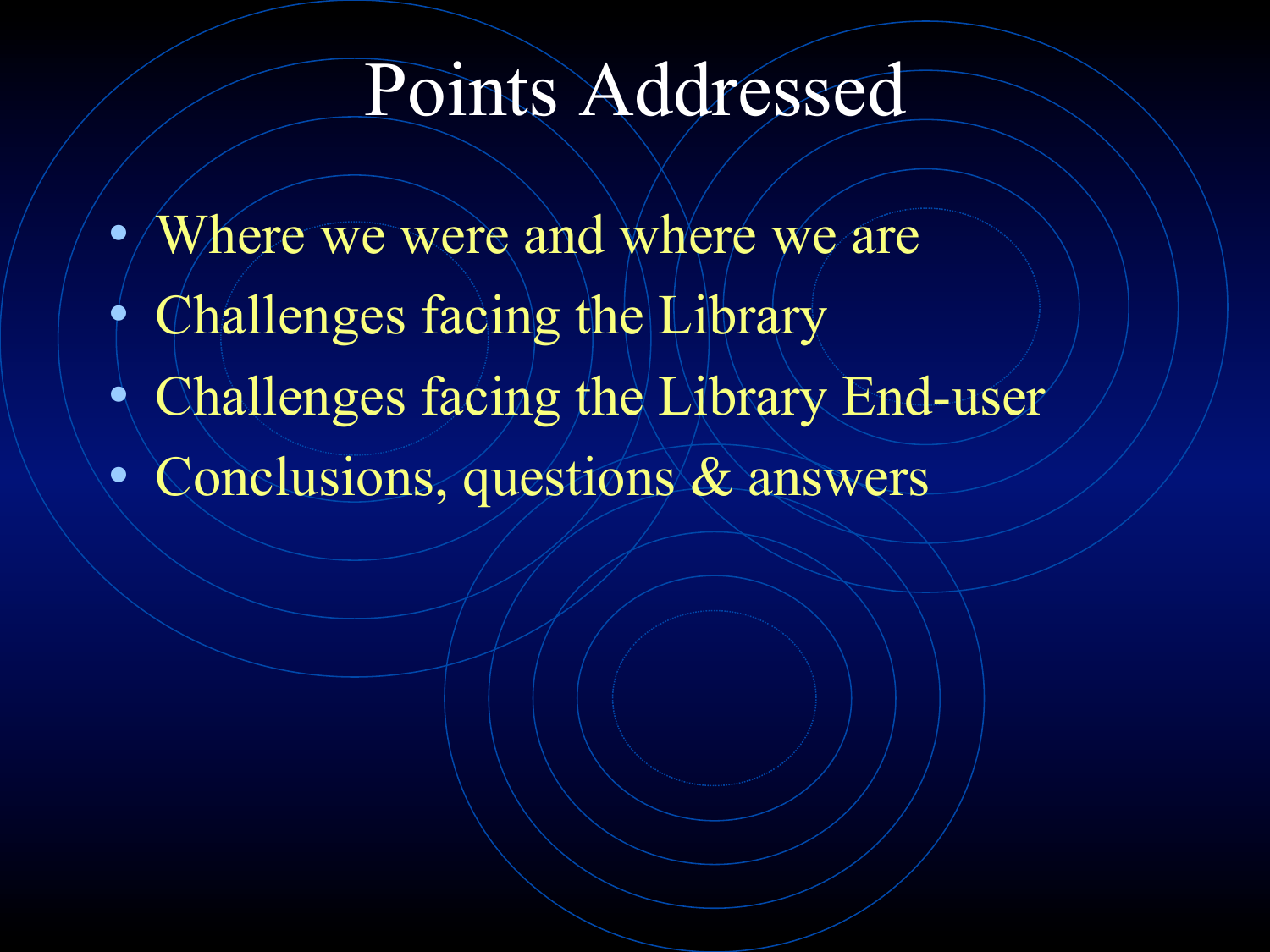# Points Addressed

- Where we were and where we are
- Challenges facing the Library
- Challenges facing the Library End-user
- Conclusions, questions & answers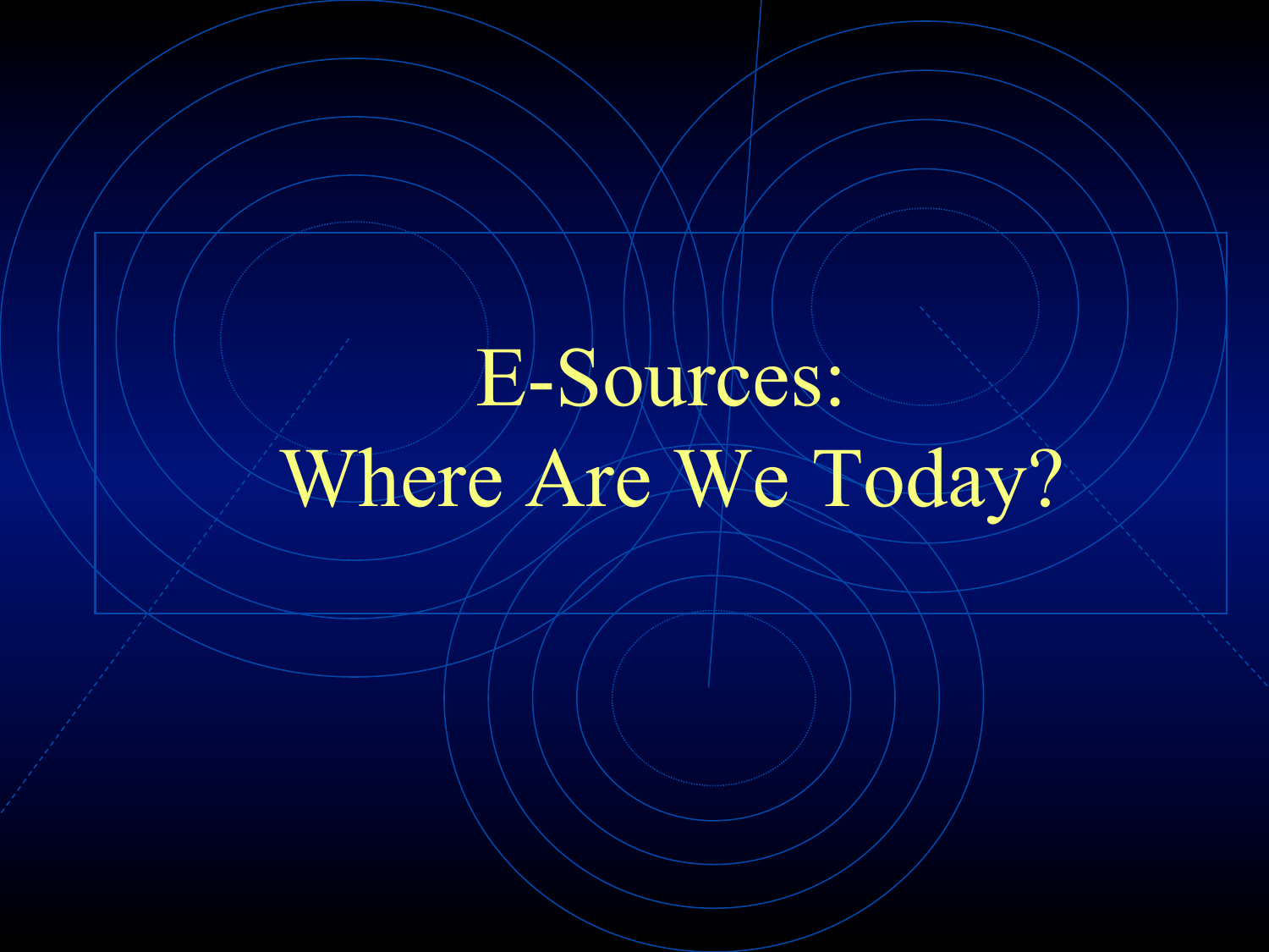# E-Sources: Where Are We Today?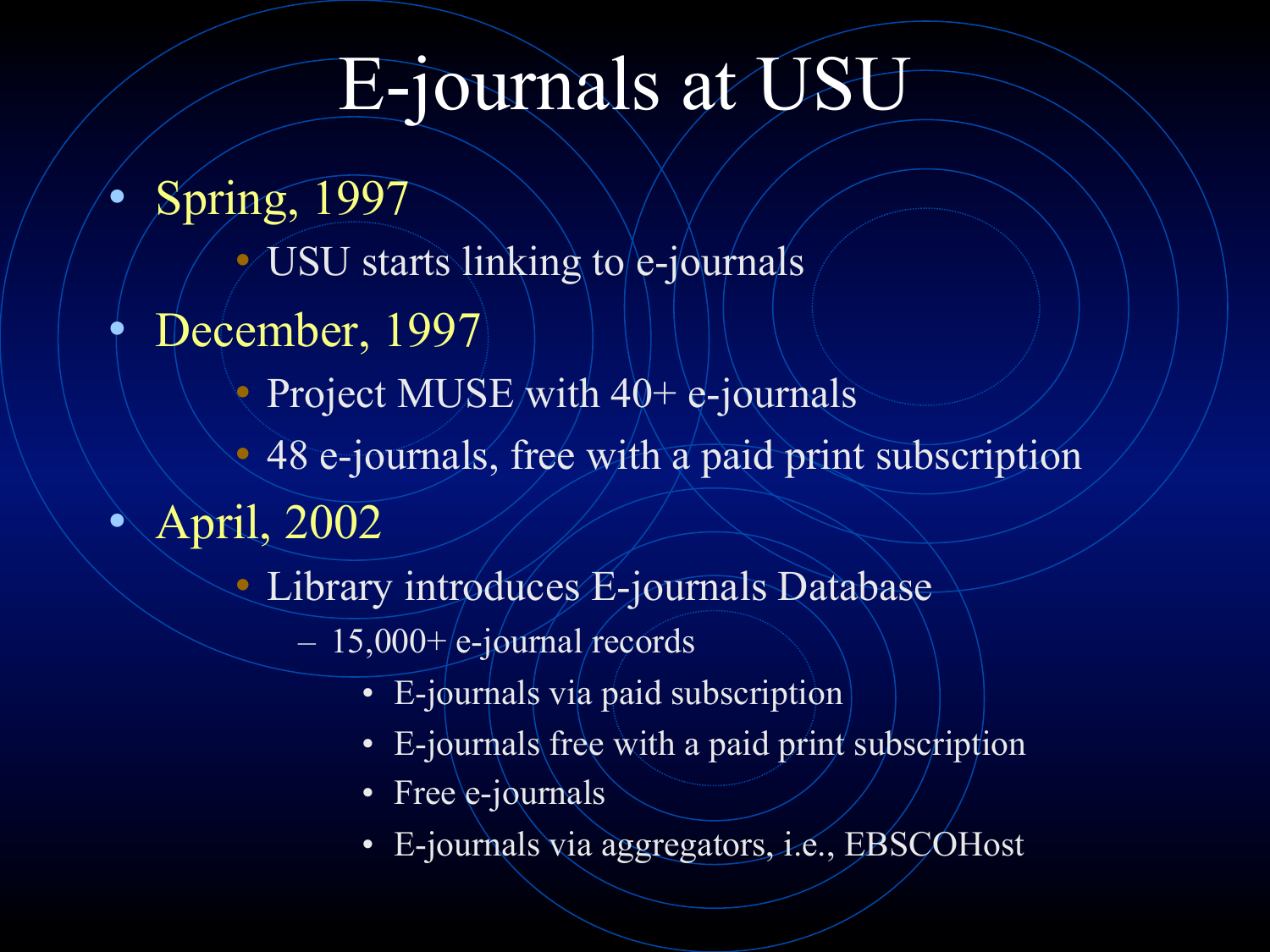# E-journals at USU

- Spring, 1997
  - USU starts linking to e-journals
- December, 1997
  - Project MUSE with 40+ e-journals
  - 48 e-journals, free with a paid print subscription
- April, 2002
  - Library introduces E-journals Database
    - 15,000+ e-journal records
      - E-journals via paid subscription
      - E-journals free with a paid print subscription
      - Free e-journals
      - E-journals via aggregators, i.e., EBSCOHost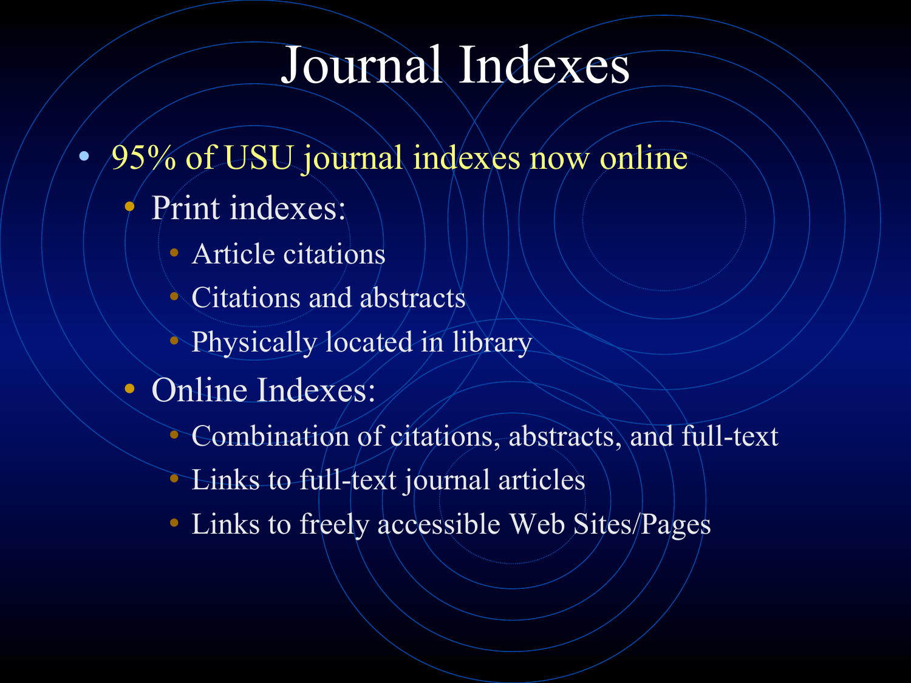# Journal Indexes

- 95% of USU journal indexes now online
  - Print indexes:
    - Article citations
    - Citations and abstracts
    - Physically located in library
  - Online Indexes:
    - Combination of citations, abstracts, and full-text
    - Links to full-text journal articles
    - Links to freely accessible Web Sites/Pages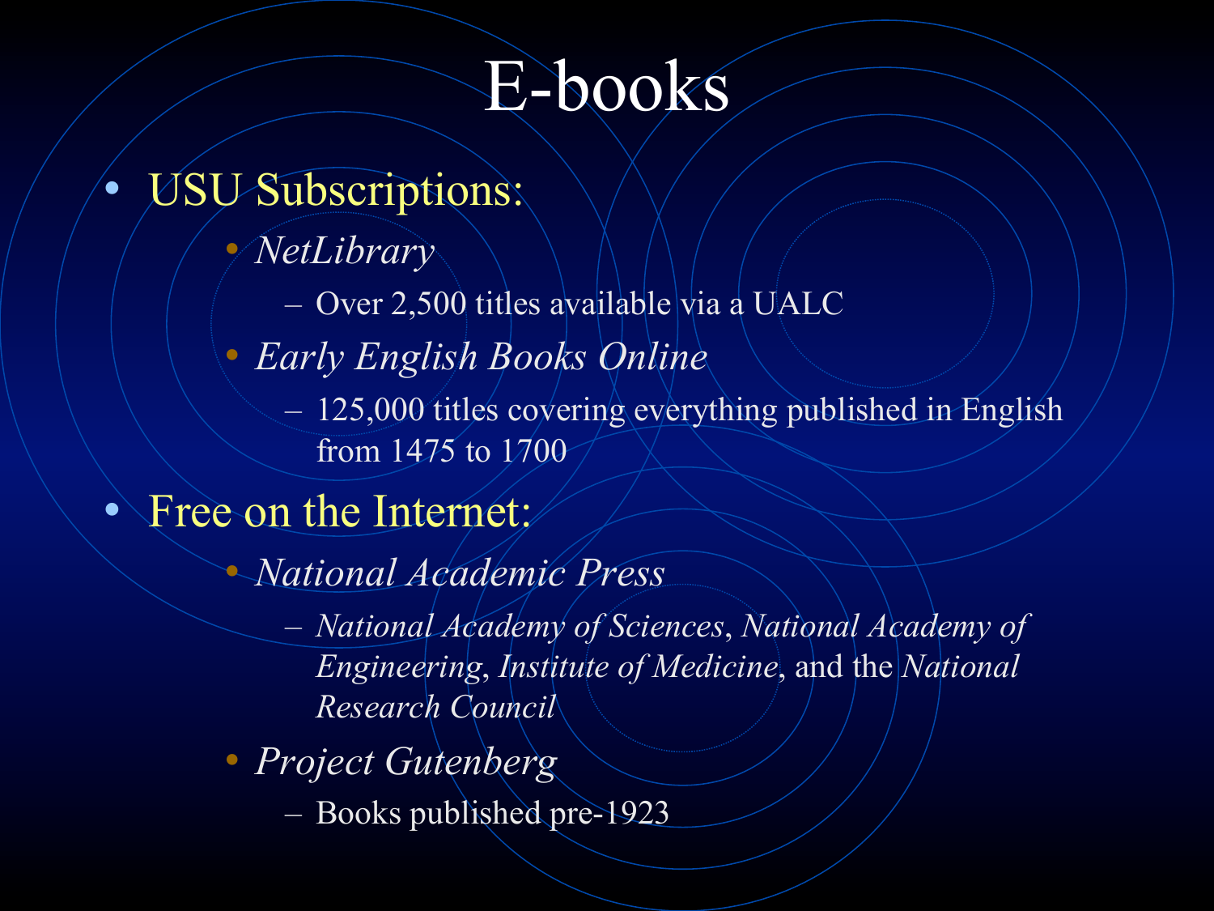# E-books

- USU Subscriptions:
  - *NetLibrary*
    - Over 2,500 titles available via a UALC
  - *Early English Books Online*
    - 125,000 titles covering everything published in English from 1475 to 1700
- Free on the Internet:
  - *National Academic Press*
    - *National Academy of Sciences*, *National Academy of Engineering*, *Institute of Medicine*, and the *National Research Council*
  - *Project Gutenberg*
    - Books published pre-1923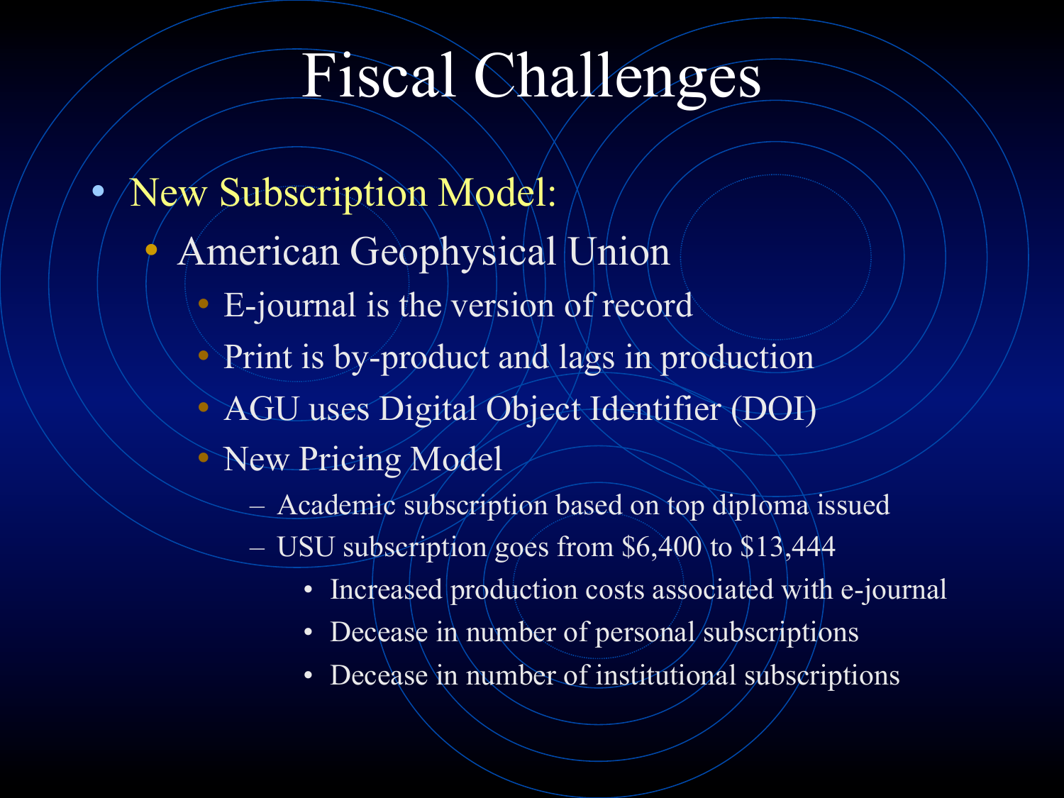# Fiscal Challenges

- New Subscription Model:
  - American Geophysical Union
    - E-journal is the version of record
    - Print is by-product and lags in production
    - AGU uses Digital Object Identifier (DOI)
    - New Pricing Model
      - Academic subscription based on top diploma issued
      - USU subscription goes from $6,400 to $13,444
        - Increased production costs associated with e-journal
        - Decease in number of personal subscriptions
        - Decease in number of institutional subscriptions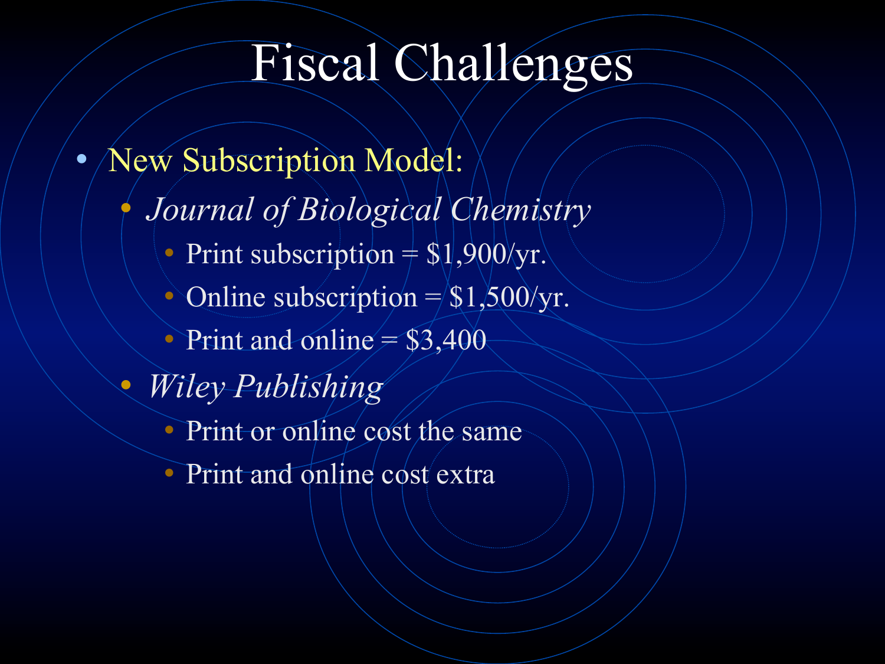# Fiscal Challenges

- New Subscription Model:
  - *Journal of Biological Chemistry*
    - Print subscription = $1,900/yr.
    - Online subscription = $1,500/yr.
    - Print and online = $3,400
  - *Wiley Publishing*
    - Print or online cost the same
    - Print and online cost extra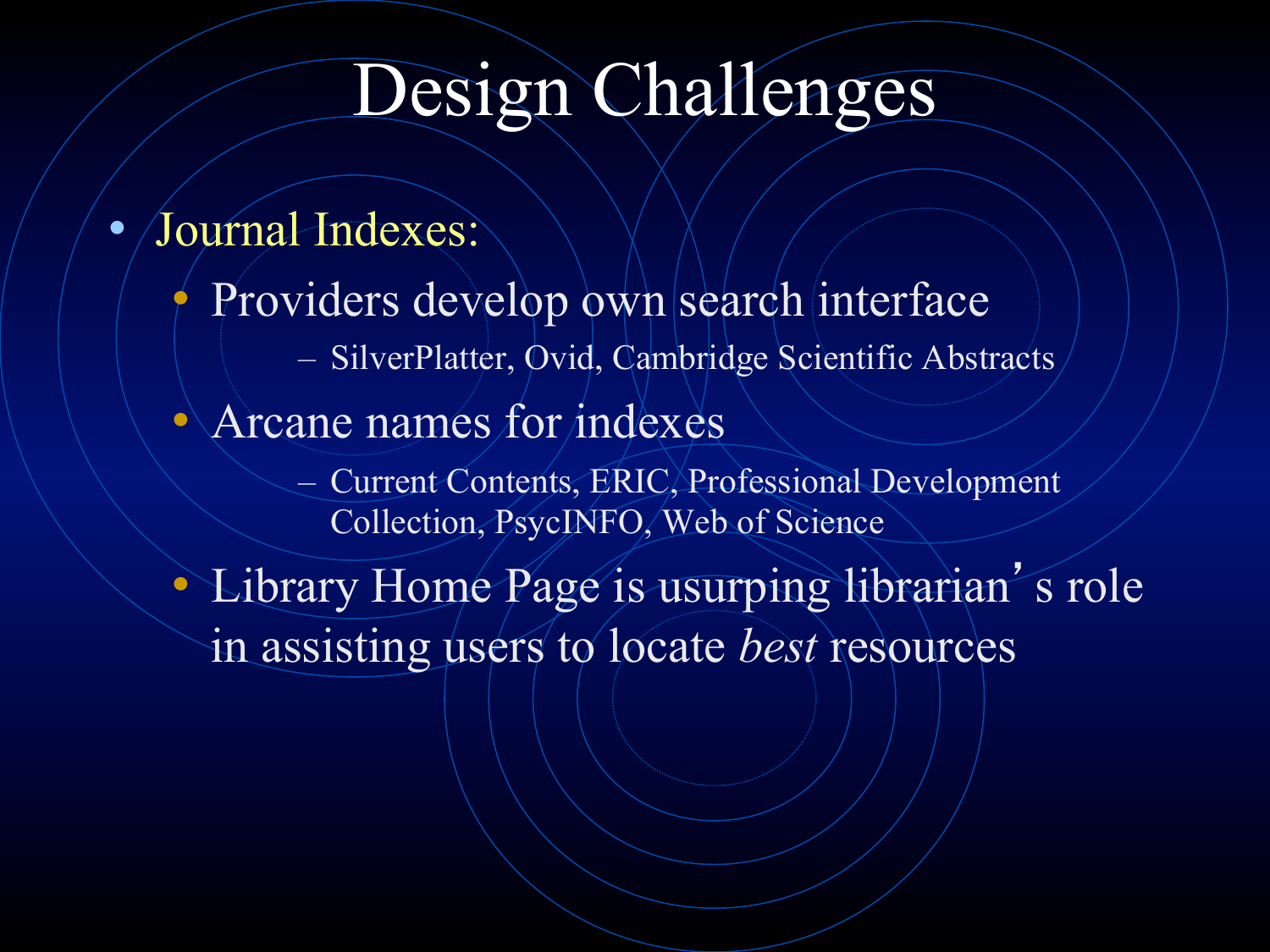# Design Challenges

- Journal Indexes:
  - Providers develop own search interface
    - SilverPlatter, Ovid, Cambridge Scientific Abstracts
  - Arcane names for indexes
    - Current Contents, ERIC, Professional Development Collection, PsycINFO, Web of Science
  - Library Home Page is usurping librarian's role in assisting users to locate *best* resources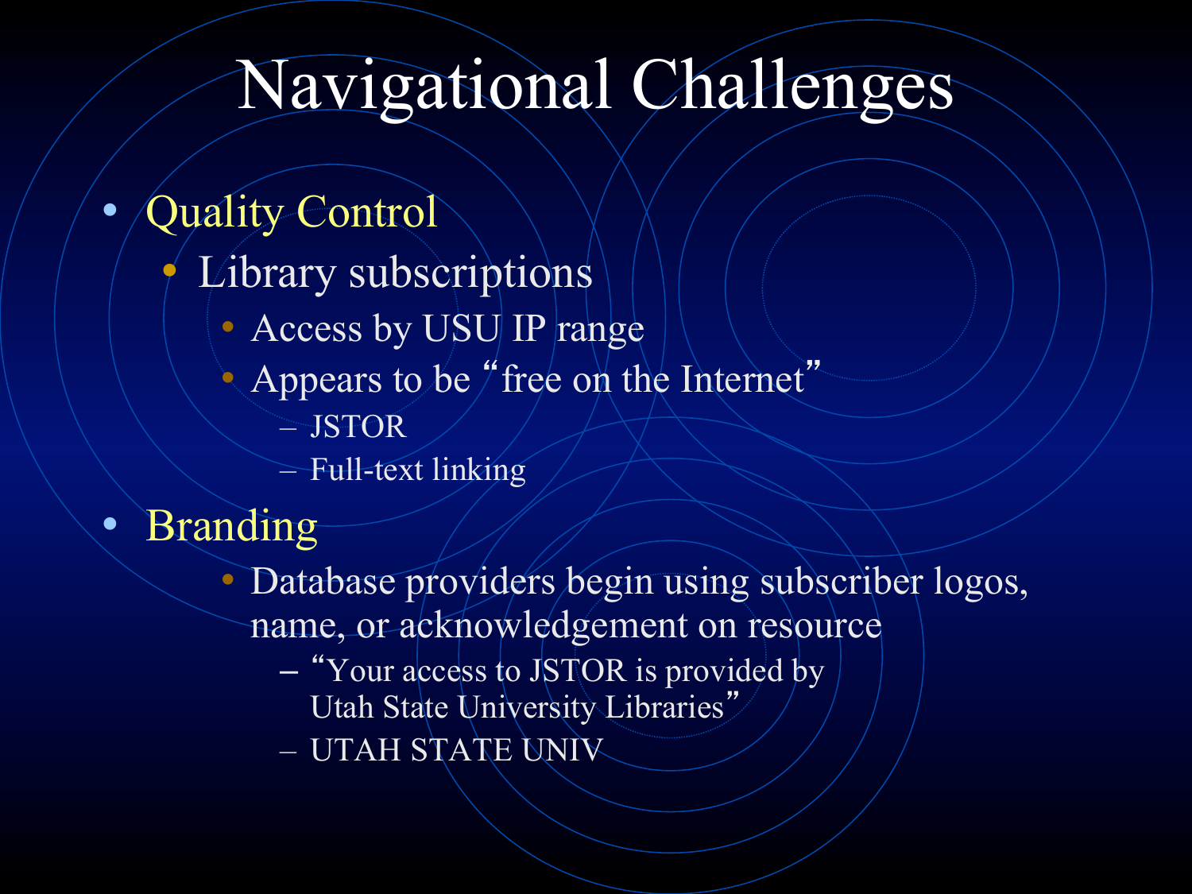# Navigational Challenges

- Quality Control
  - Library subscriptions
    - Access by USU IP range
    - Appears to be “free on the Internet”
      - JSTOR
      - Full-text linking
- Branding
  - Database providers begin using subscriber logos, name, or acknowledgement on resource
    - “Your access to JSTOR is provided by Utah State University Libraries”
    - UTAH STATE UNIV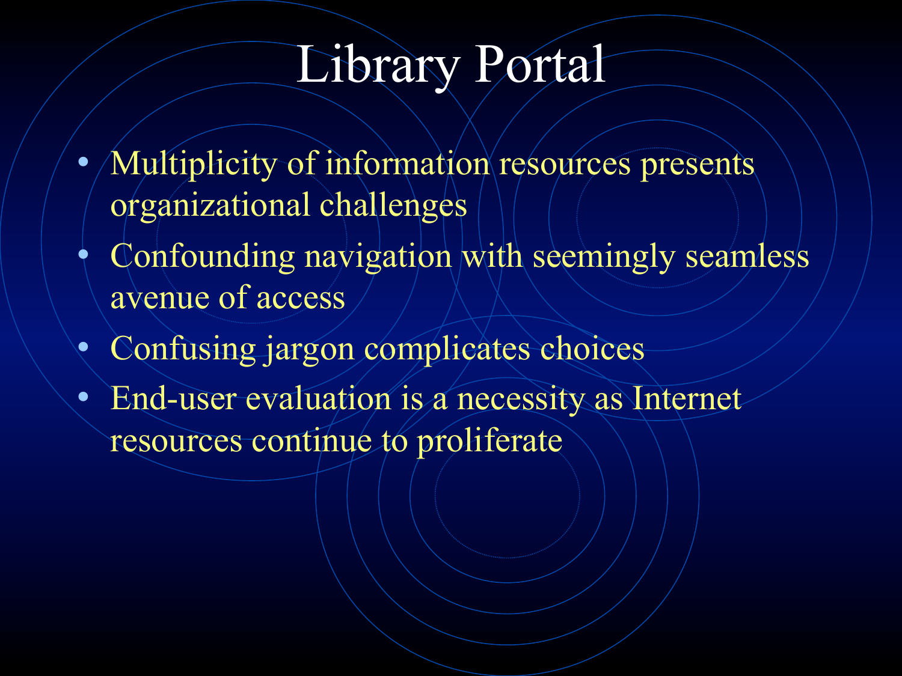# Library Portal

- Multiplicity of information resources presents organizational challenges
- Confounding navigation with seemingly seamless avenue of access
- Confusing jargon complicates choices
- End-user evaluation is a necessity as Internet resources continue to proliferate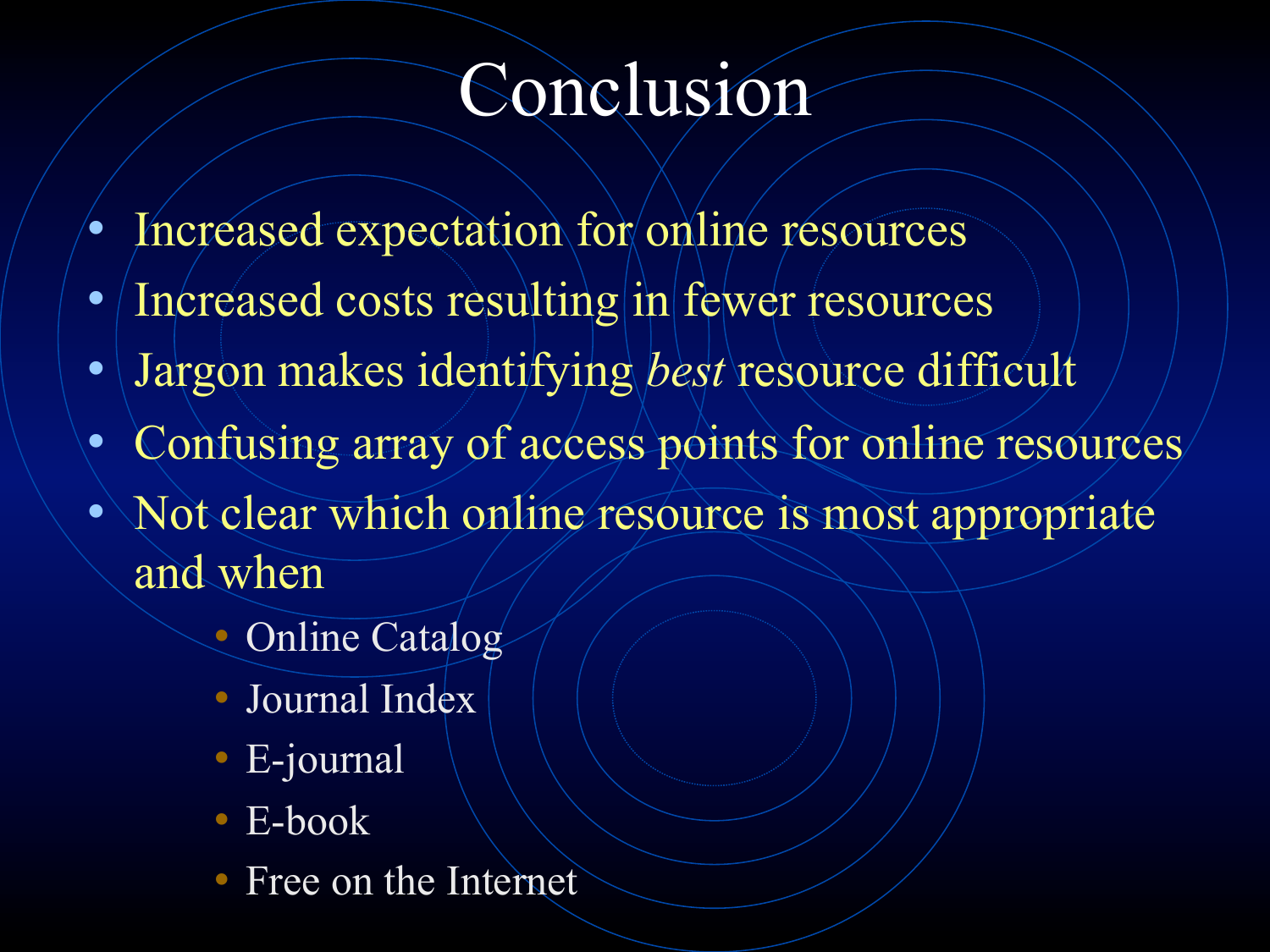# Conclusion

- Increased expectation for online resources
- Increased costs resulting in fewer resources
- Jargon makes identifying *best* resource difficult
- Confusing array of access points for online resources
- Not clear which online resource is most appropriate and when
    - Online Catalog
    - Journal Index
    - E-journal
    - E-book
    - Free on the Internet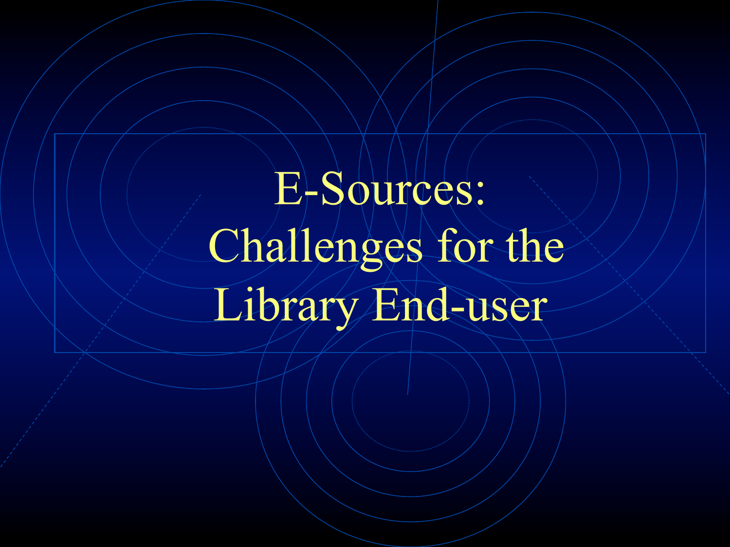# E-Sources: Challenges for the Library End-user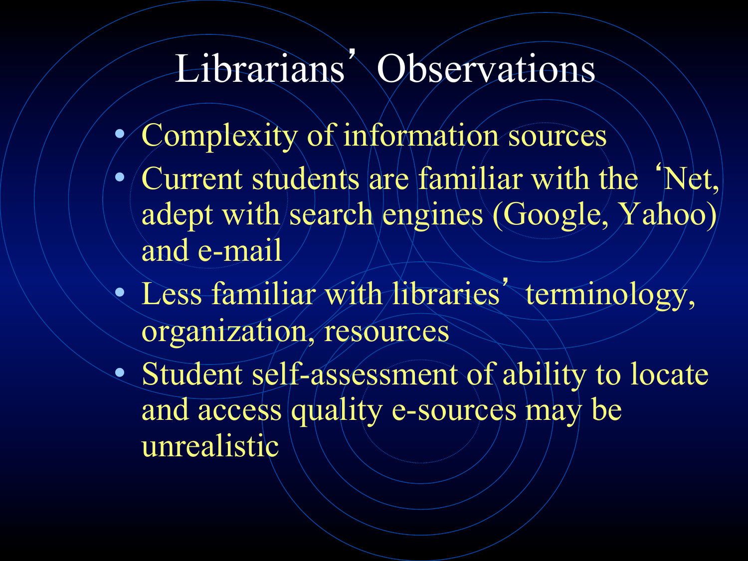# Librarians' Observations

- Complexity of information sources
- Current students are familiar with the 'Net, adept with search engines (Google, Yahoo) and e-mail
- Less familiar with libraries' terminology, organization, resources
- Student self-assessment of ability to locate and access quality e-sources may be unrealistic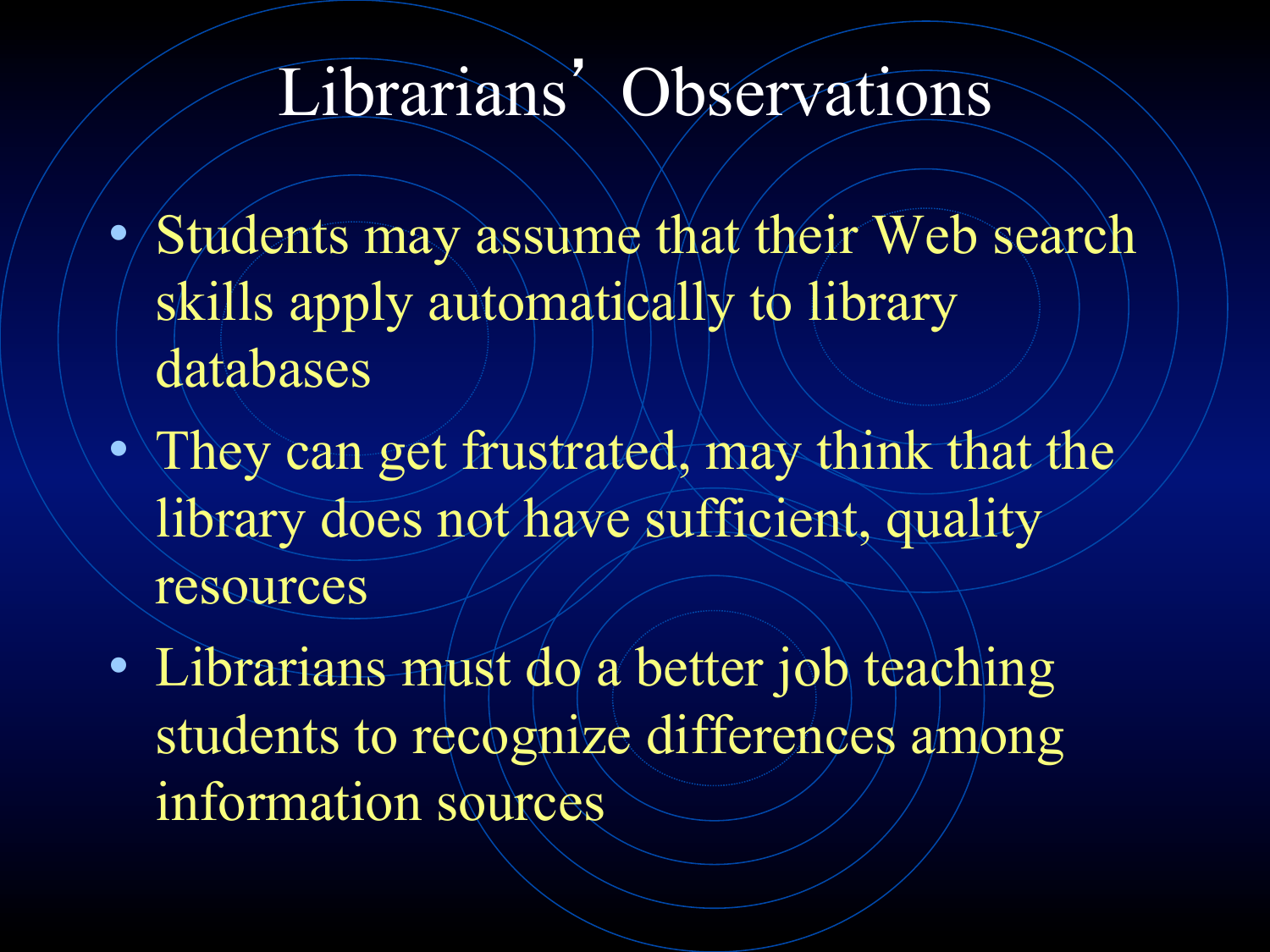# Librarians' Observations

- Students may assume that their Web search skills apply automatically to library databases
- They can get frustrated, may think that the library does not have sufficient, quality resources
- Librarians must do a better job teaching students to recognize differences among information sources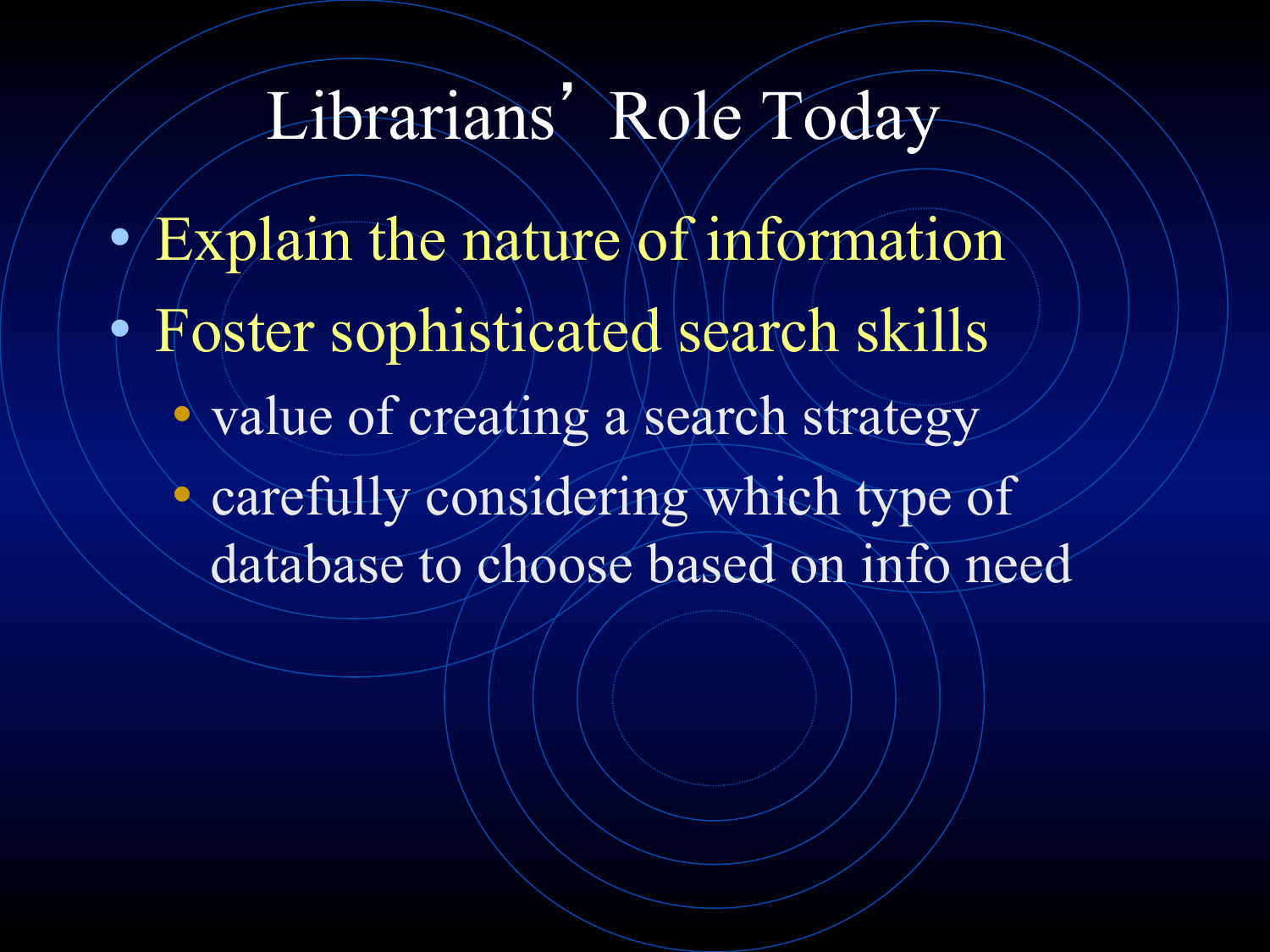# Librarians' Role Today

- Explain the nature of information
- Foster sophisticated search skills
  - value of creating a search strategy
  - carefully considering which type of database to choose based on info need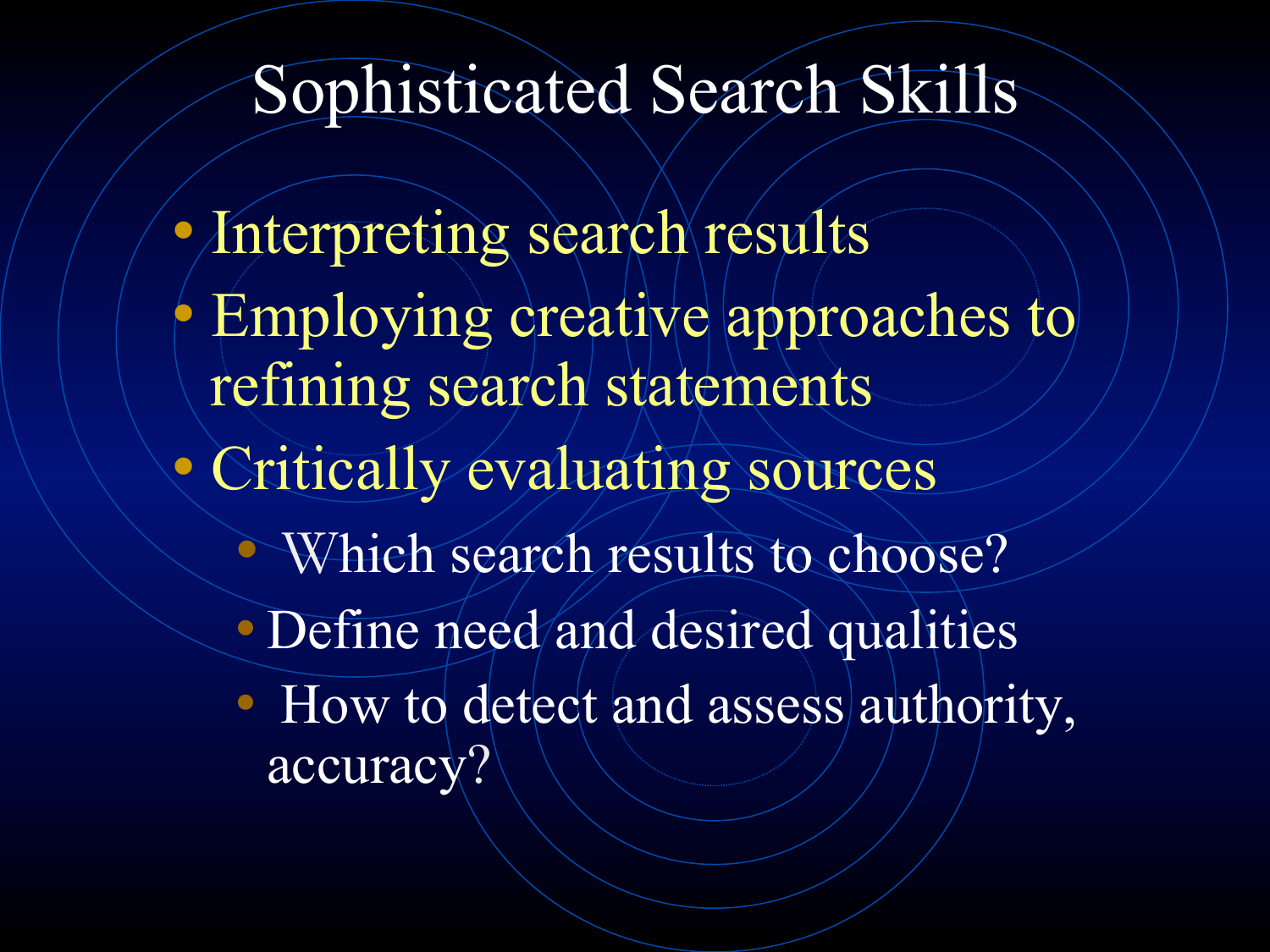# Sophisticated Search Skills

- Interpreting search results
- Employing creative approaches to refining search statements
- Critically evaluating sources
  - Which search results to choose?
  - Define need and desired qualities
  - How to detect and assess authority, accuracy?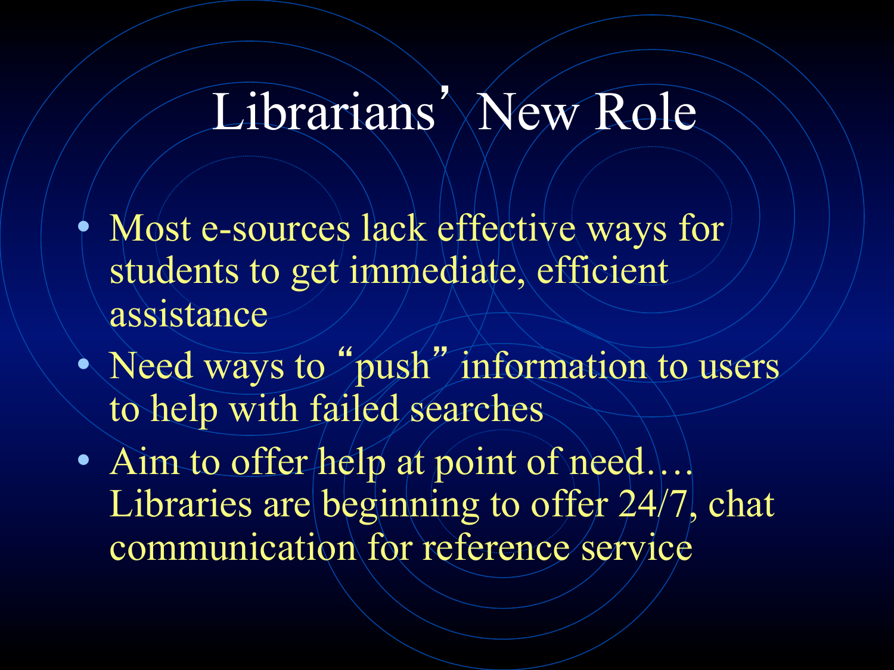# Librarians' New Role

- Most e-sources lack effective ways for students to get immediate, efficient assistance
- Need ways to "push" information to users to help with failed searches
- Aim to offer help at point of need…. Libraries are beginning to offer 24/7, chat communication for reference service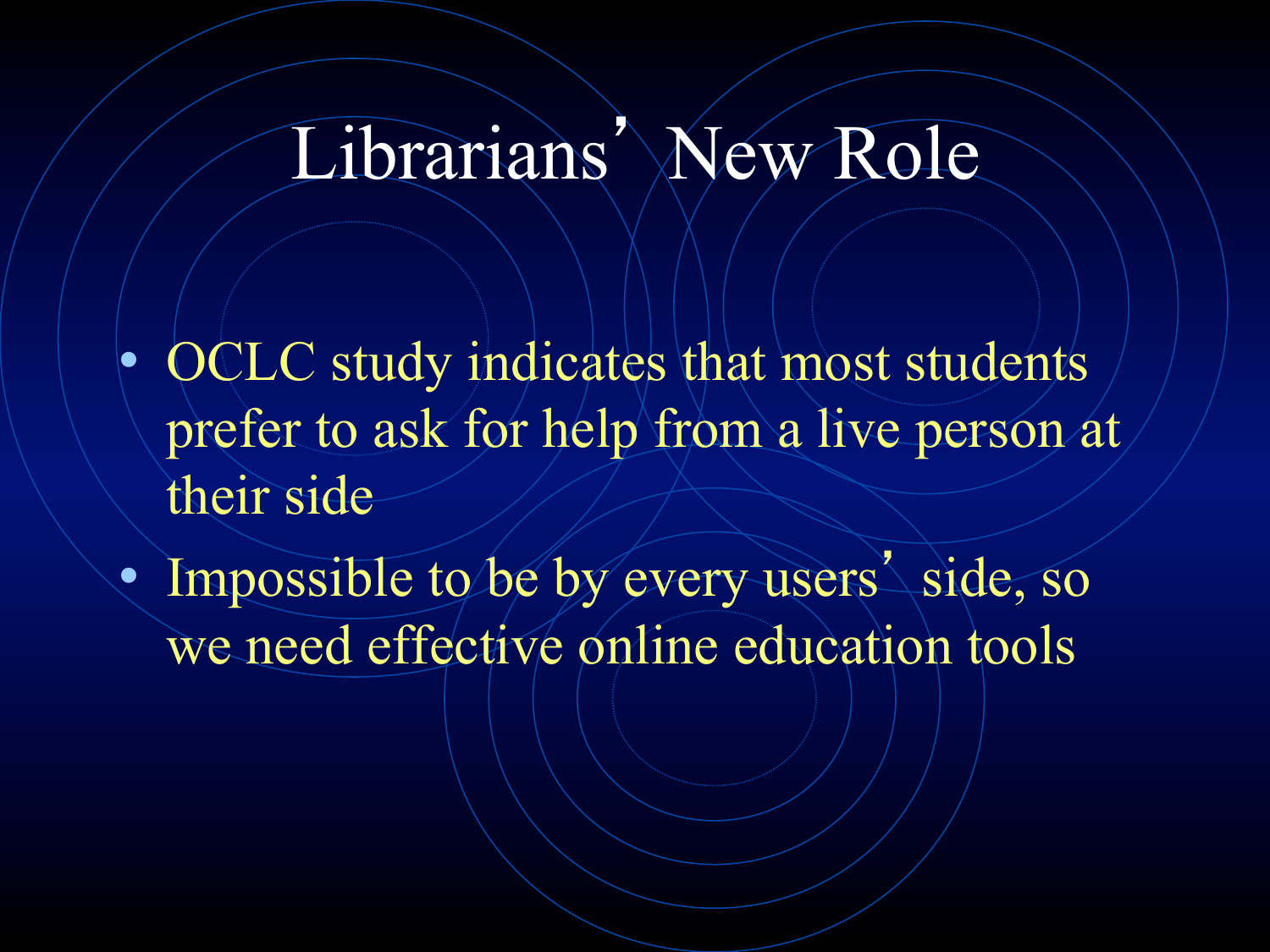# Librarians' New Role

- OCLC study indicates that most students prefer to ask for help from a live person at their side
- Impossible to be by every users' side, so we need effective online education tools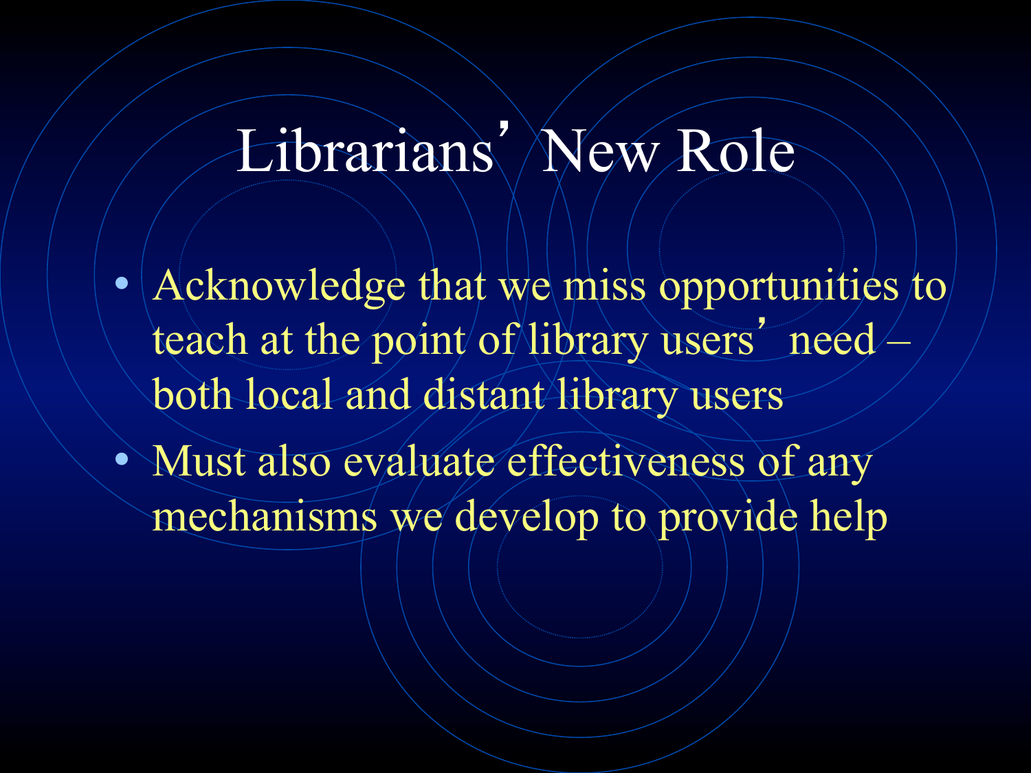# Librarians' New Role

- Acknowledge that we miss opportunities to teach at the point of library users' need – both local and distant library users
- Must also evaluate effectiveness of any mechanisms we develop to provide help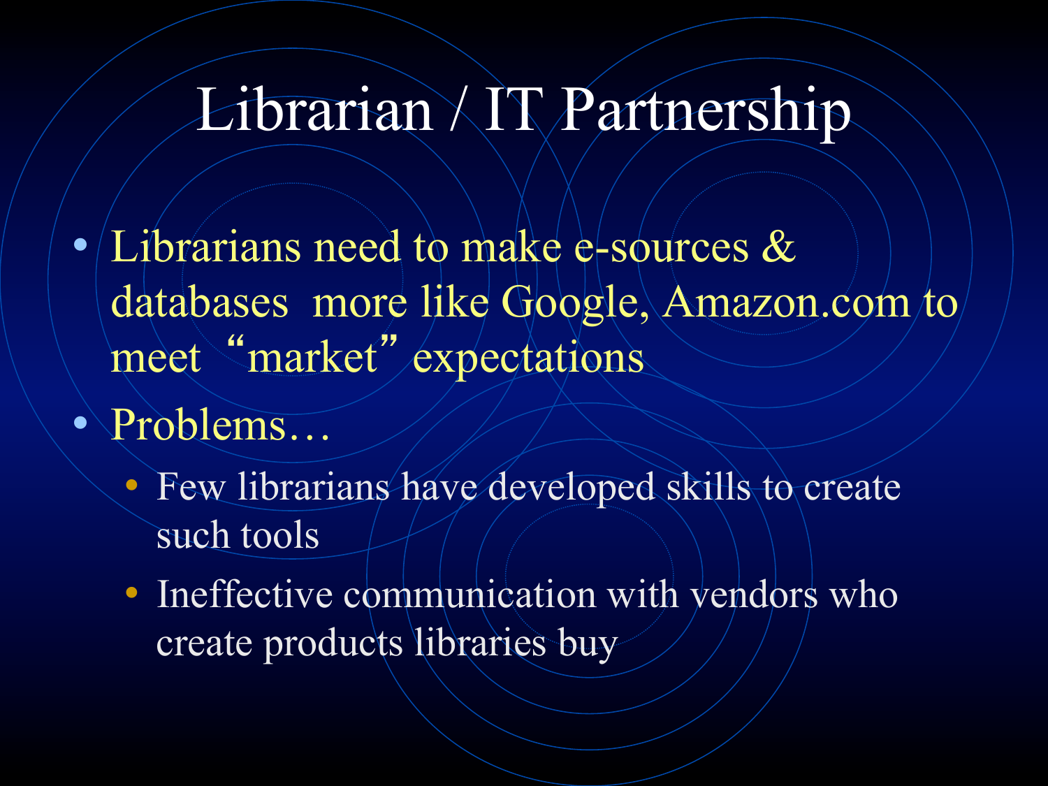# Librarian / IT Partnership

- Librarians need to make e-sources & databases more like Google, Amazon.com to meet "market" expectations
- Problems…
  - Few librarians have developed skills to create such tools
  - Ineffective communication with vendors who create products libraries buy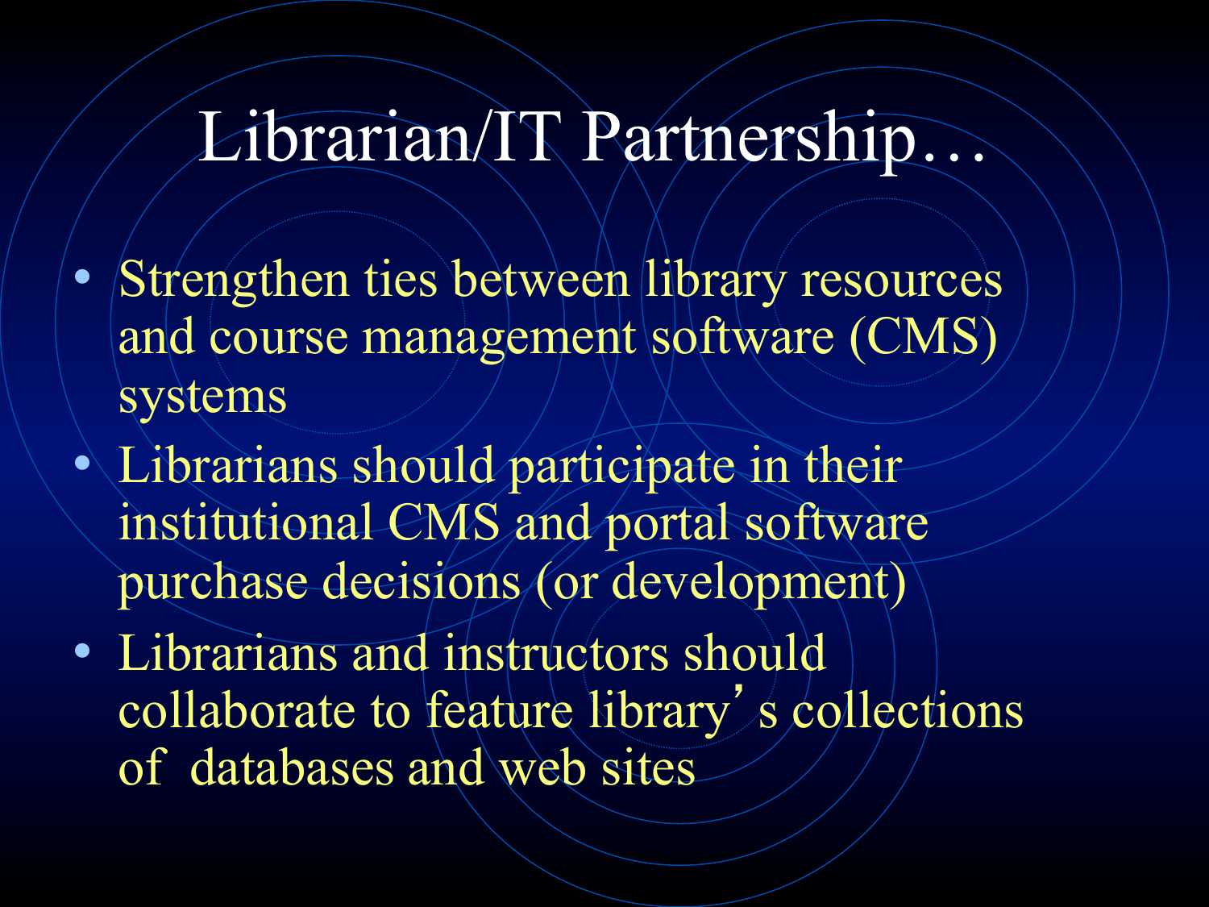# Librarian/IT Partnership…

- Strengthen ties between library resources and course management software (CMS) systems
- Librarians should participate in their institutional CMS and portal software purchase decisions (or development)
- Librarians and instructors should collaborate to feature library's collections of databases and web sites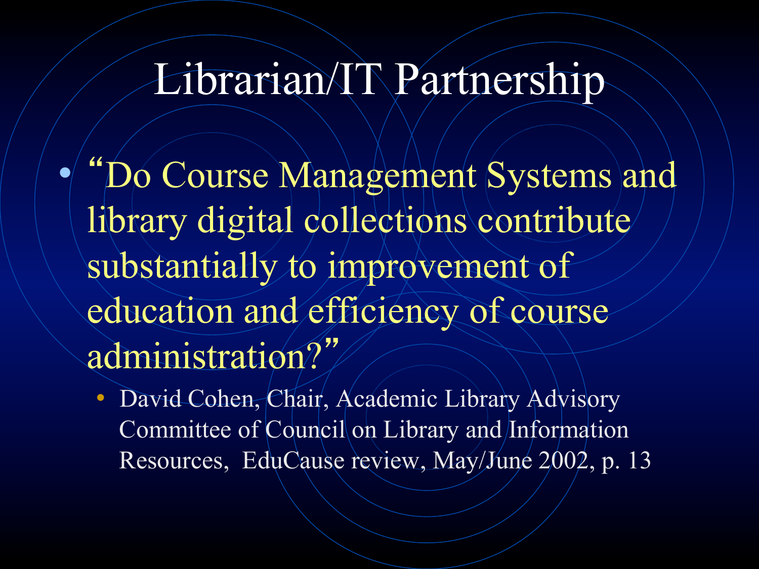# Librarian/IT Partnership

- "Do Course Management Systems and library digital collections contribute substantially to improvement of education and efficiency of course administration?"
  - David Cohen, Chair, Academic Library Advisory Committee of Council on Library and Information Resources, EduCause review, May/June 2002, p. 13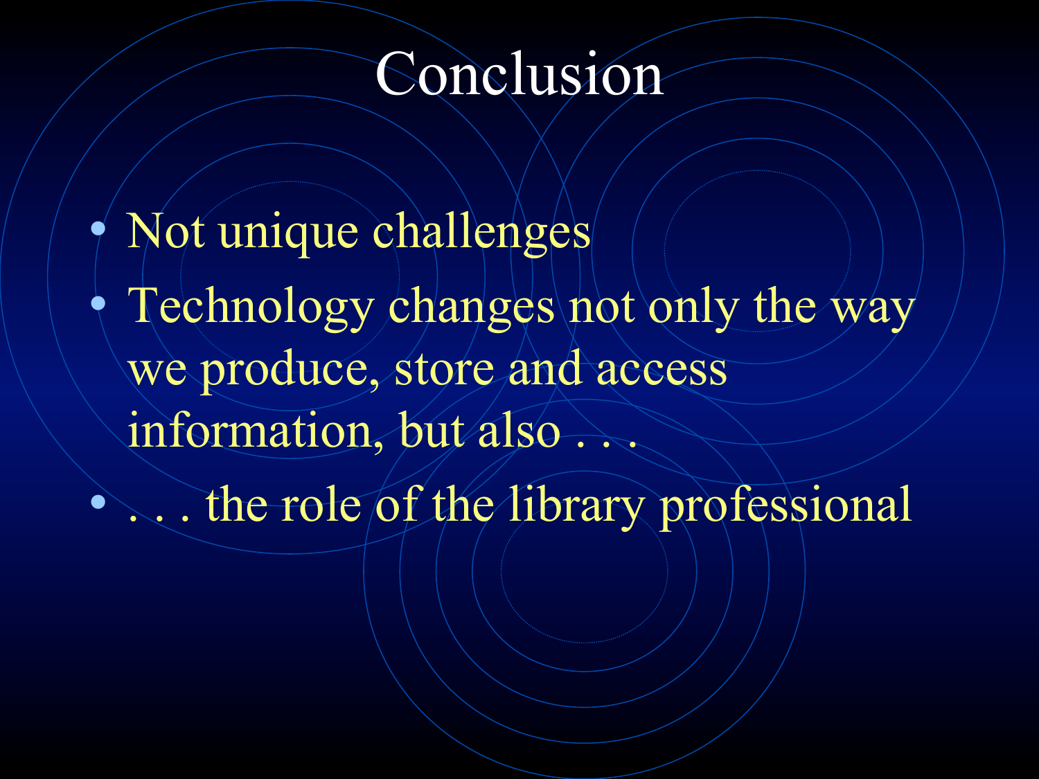# Conclusion

- Not unique challenges
- Technology changes not only the way we produce, store and access information, but also . . .
- . . . the role of the library professional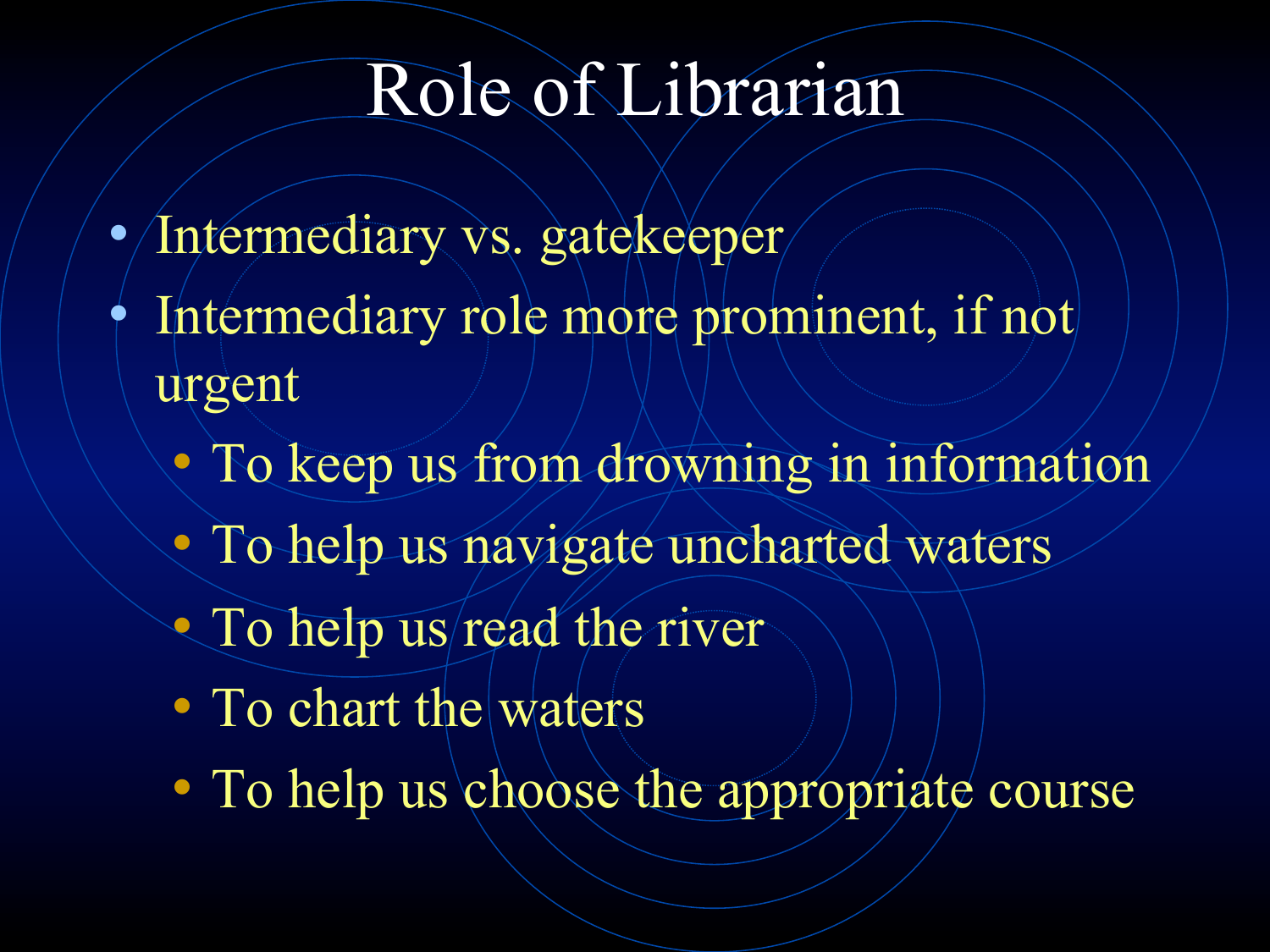# Role of Librarian

- Intermediary vs. gatekeeper
- Intermediary role more prominent, if not urgent
  - To keep us from drowning in information
  - To help us navigate uncharted waters
  - To help us read the river
  - To chart the waters
  - To help us choose the appropriate course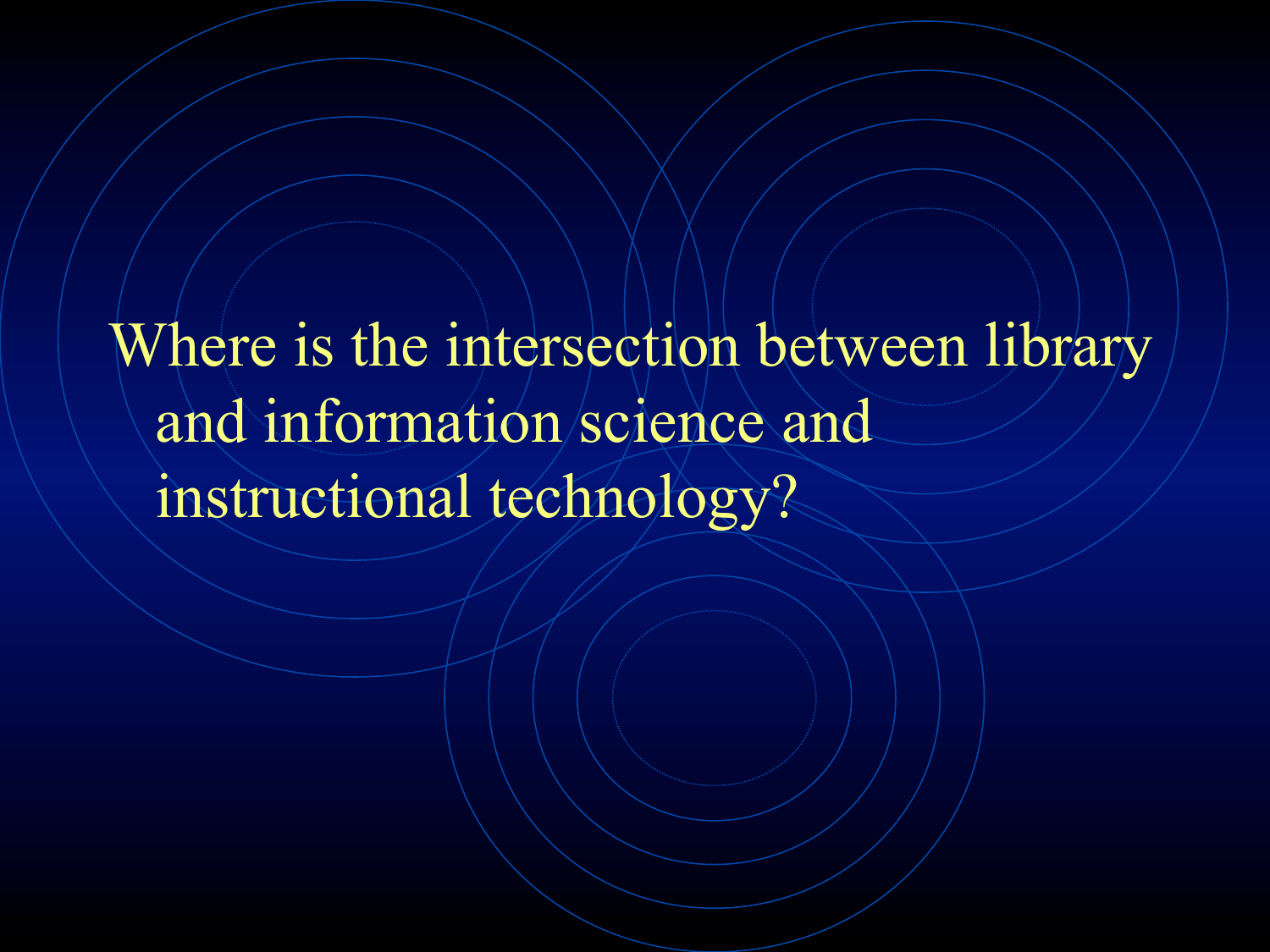Where is the intersection between library and information science and instructional technology?